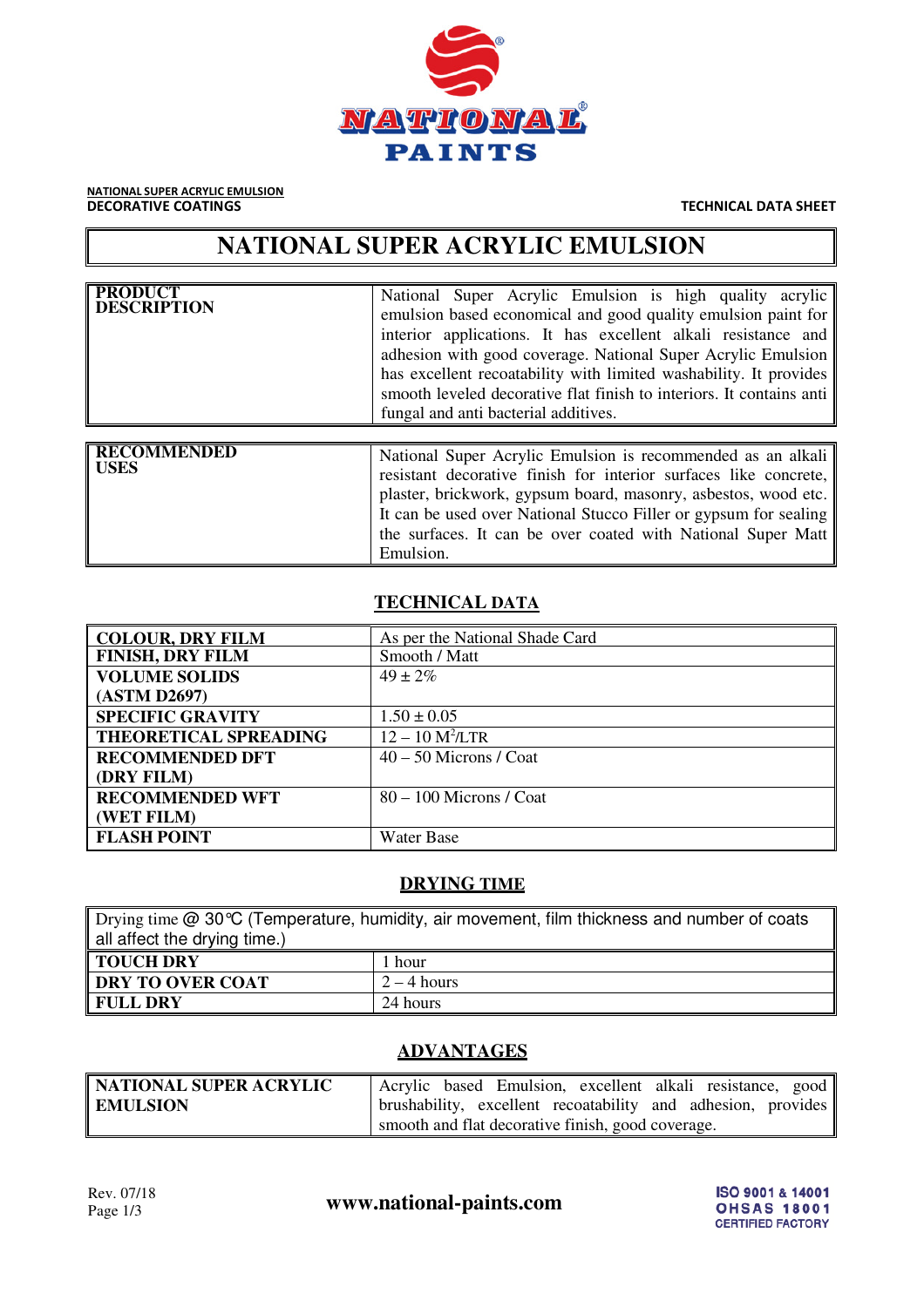**NATIONAL SUPER ACRYLIC EMULSION**
**DECORATIVE COATINGS**

**TECHNICAL DATA SHEET**

# NATIONAL SUPER ACRYLIC EMULSION

| | |
|---|---|
| **PRODUCT DESCRIPTION** | National Super Acrylic Emulsion is high quality acrylic emulsion based economical and good quality emulsion paint for interior applications. It has excellent alkali resistance and adhesion with good coverage. National Super Acrylic Emulsion has excellent recoatability with limited washability. It provides smooth leveled decorative flat finish to interiors. It contains anti fungal and anti bacterial additives. |

| | |
|---|---|
| **RECOMMENDED USES** | National Super Acrylic Emulsion is recommended as an alkali resistant decorative finish for interior surfaces like concrete, plaster, brickwork, gypsum board, masonry, asbestos, wood etc. It can be used over National Stucco Filler or gypsum for sealing the surfaces. It can be over coated with National Super Matt Emulsion. |

## TECHNICAL DATA

| | |
|---|---|
| **COLOUR, DRY FILM** | As per the National Shade Card |
| **FINISH, DRY FILM** | Smooth / Matt |
| **VOLUME SOLIDS (ASTM D2697)** | 49 ± 2% |
| **SPECIFIC GRAVITY** | 1.50 ± 0.05 |
| **THEORETICAL SPREADING** | 12 – 10 $M^2$/LTR |
| **RECOMMENDED DFT (DRY FILM)** | 40 – 50 Microns / Coat |
| **RECOMMENDED WFT (WET FILM)** | 80 – 100 Microns / Coat |
| **FLASH POINT** | Water Base |

## DRYING TIME

| Drying time @ 30℃ (Temperature, humidity, air movement, film thickness and number of coats all affect the drying time.) | |
|---|---|
| **TOUCH DRY** | 1 hour |
| **DRY TO OVER COAT** | 2 – 4 hours |
| **FULL DRY** | 24 hours |

## ADVANTAGES

| | |
|---|---|
| **NATIONAL SUPER ACRYLIC EMULSION** | Acrylic based Emulsion, excellent alkali resistance, good brushability, excellent recoatability and adhesion, provides smooth and flat decorative finish, good coverage. |

Rev. 07/18

www.national-paints.com

ISO 9001 & 14001
OHSAS 18001
CERTIFIED FACTORY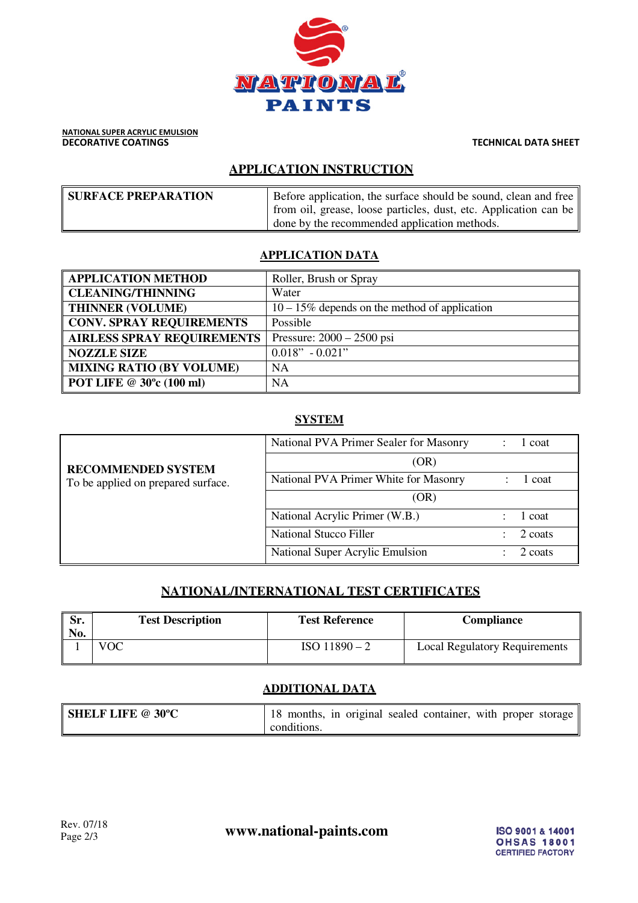NATIONAL SUPER ACRYLIC EMULSION
DECORATIVE COATINGS

TECHNICAL DATA SHEET

## APPLICATION INSTRUCTION

| | |
|---|---|
| **SURFACE PREPARATION** | Before application, the surface should be sound, clean and free from oil, grease, loose particles, dust, etc. Application can be done by the recommended application methods. |

## APPLICATION DATA

| | |
|---|---|
| **APPLICATION METHOD** | Roller, Brush or Spray |
| **CLEANING/THINNING** | Water |
| **THINNER (VOLUME)** | 10 – 15% depends on the method of application |
| **CONV. SPRAY REQUIREMENTS** | Possible |
| **AIRLESS SPRAY REQUIREMENTS** | Pressure: 2000 – 2500 psi |
| **NOZZLE SIZE** | 0.018” - 0.021” |
| **MIXING RATIO (BY VOLUME)** | NA |
| **POT LIFE @ 30ºc (100 ml)** | NA |

## SYSTEM

| | | | |
|---|---|---|---|
| **RECOMMENDED SYSTEM** To be applied on prepared surface. | National PVA Primer Sealer for Masonry | : | 1 coat |
| | (OR) | | |
| | National PVA Primer White for Masonry | : | 1 coat |
| | (OR) | | |
| | National Acrylic Primer (W.B.) | : | 1 coat |
| | National Stucco Filler | : | 2 coats |
| | National Super Acrylic Emulsion | : | 2 coats |

## NATIONAL/INTERNATIONAL TEST CERTIFICATES

| Sr. No. | Test Description | Test Reference | Compliance |
|---|---|---|---|
| 1 | VOC | ISO 11890 – 2 | Local Regulatory Requirements |

## ADDITIONAL DATA

| | |
|---|---|
| **SHELF LIFE @ 30ºC** | 18 months, in original sealed container, with proper storage conditions. |

Rev. 07/18

www.national-paints.com

ISO 9001 & 14001
OHSAS 18001
CERTIFIED FACTORY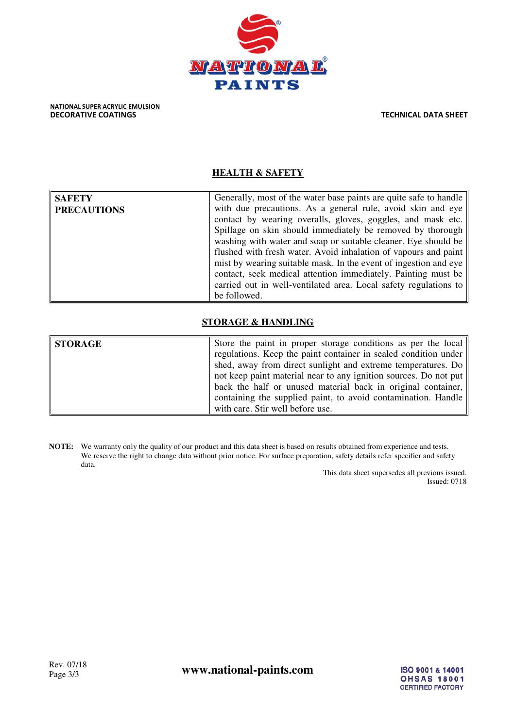NATIONAL SUPER ACRYLIC EMULSION
DECORATIVE COATINGS

TECHNICAL DATA SHEET

## HEALTH & SAFETY

| | |
|---|---|
| **SAFETY PRECAUTIONS** | Generally, most of the water base paints are quite safe to handle with due precautions. As a general rule, avoid skin and eye contact by wearing overalls, gloves, goggles, and mask etc. Spillage on skin should immediately be removed by thorough washing with water and soap or suitable cleaner. Eye should be flushed with fresh water. Avoid inhalation of vapours and paint mist by wearing suitable mask. In the event of ingestion and eye contact, seek medical attention immediately. Painting must be carried out in well-ventilated area. Local safety regulations to be followed. |

## STORAGE & HANDLING

| | |
|---|---|
| **STORAGE** | Store the paint in proper storage conditions as per the local regulations. Keep the paint container in sealed condition under shed, away from direct sunlight and extreme temperatures. Do not keep paint material near to any ignition sources. Do not put back the half or unused material back in original container, containing the supplied paint, to avoid contamination. Handle with care. Stir well before use. |

**NOTE:** We warranty only the quality of our product and this data sheet is based on results obtained from experience and tests. We reserve the right to change data without prior notice. For surface preparation, safety details refer specifier and safety data.

This data sheet supersedes all previous issued.
Issued: 0718

Rev. 07/18

www.national-paints.com

ISO 9001 & 14001
OHSAS 18001
CERTIFIED FACTORY